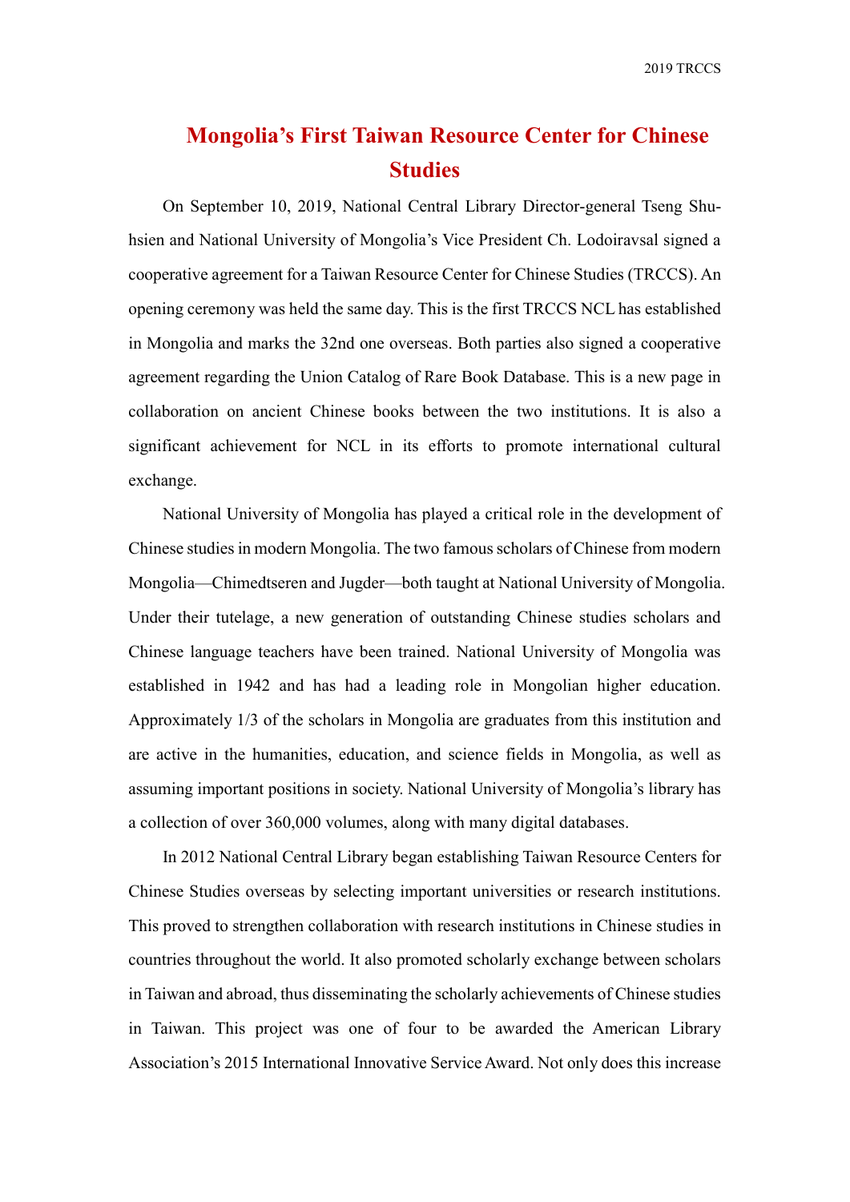# Mongolia's First Taiwan Resource Center for Chinese Studies

On September 10, 2019, National Central Library Director-general Tseng Shu-hsien and National University of Mongolia's Vice President Ch. Lodoiravsal signed a cooperative agreement for a Taiwan Resource Center for Chinese Studies (TRCCS). An opening ceremony was held the same day. This is the first TRCCS NCL has established in Mongolia and marks the 32nd one overseas. Both parties also signed a cooperative agreement regarding the Union Catalog of Rare Book Database. This is a new page in collaboration on ancient Chinese books between the two institutions. It is also a significant achievement for NCL in its efforts to promote international cultural exchange.

National University of Mongolia has played a critical role in the development of Chinese studies in modern Mongolia. The two famous scholars of Chinese from modern Mongolia—Chimedtseren and Jugder—both taught at National University of Mongolia. Under their tutelage, a new generation of outstanding Chinese studies scholars and Chinese language teachers have been trained. National University of Mongolia was established in 1942 and has had a leading role in Mongolian higher education. Approximately 1/3 of the scholars in Mongolia are graduates from this institution and are active in the humanities, education, and science fields in Mongolia, as well as assuming important positions in society. National University of Mongolia's library has a collection of over 360,000 volumes, along with many digital databases.

In 2012 National Central Library began establishing Taiwan Resource Centers for Chinese Studies overseas by selecting important universities or research institutions. This proved to strengthen collaboration with research institutions in Chinese studies in countries throughout the world. It also promoted scholarly exchange between scholars in Taiwan and abroad, thus disseminating the scholarly achievements of Chinese studies in Taiwan. This project was one of four to be awarded the American Library Association's 2015 International Innovative Service Award. Not only does this increase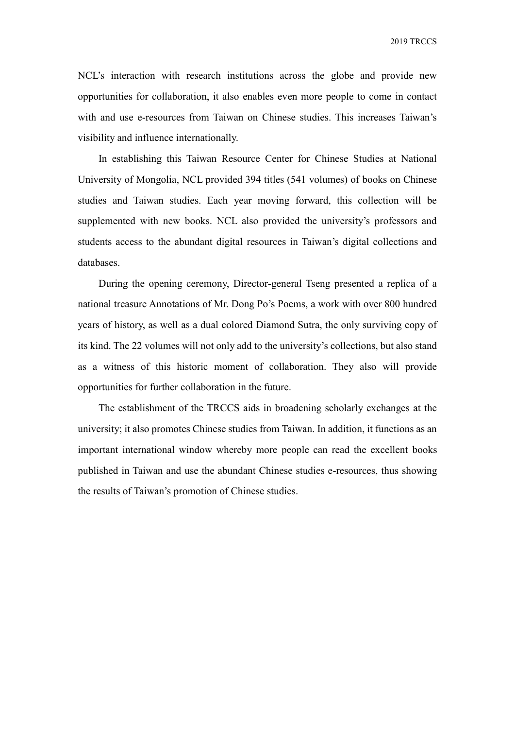NCL's interaction with research institutions across the globe and provide new opportunities for collaboration, it also enables even more people to come in contact with and use e-resources from Taiwan on Chinese studies. This increases Taiwan's visibility and influence internationally.

In establishing this Taiwan Resource Center for Chinese Studies at National University of Mongolia, NCL provided 394 titles (541 volumes) of books on Chinese studies and Taiwan studies. Each year moving forward, this collection will be supplemented with new books. NCL also provided the university's professors and students access to the abundant digital resources in Taiwan's digital collections and databases.

During the opening ceremony, Director-general Tseng presented a replica of a national treasure Annotations of Mr. Dong Po's Poems, a work with over 800 hundred years of history, as well as a dual colored Diamond Sutra, the only surviving copy of its kind. The 22 volumes will not only add to the university's collections, but also stand as a witness of this historic moment of collaboration. They also will provide opportunities for further collaboration in the future.

The establishment of the TRCCS aids in broadening scholarly exchanges at the university; it also promotes Chinese studies from Taiwan. In addition, it functions as an important international window whereby more people can read the excellent books published in Taiwan and use the abundant Chinese studies e-resources, thus showing the results of Taiwan's promotion of Chinese studies.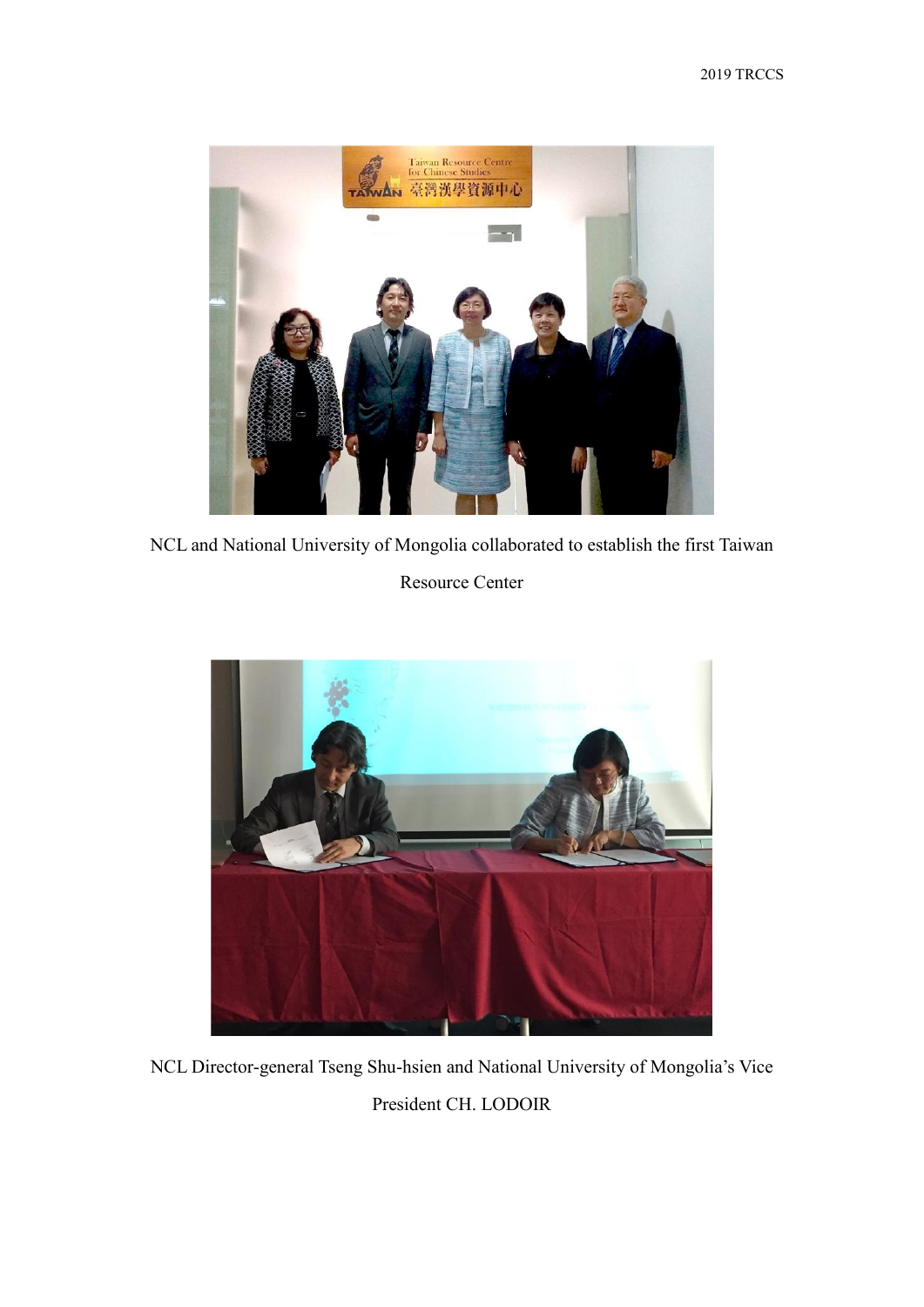NCL and National University of Mongolia collaborated to establish the first Taiwan Resource Center

NCL Director-general Tseng Shu-hsien and National University of Mongolia's Vice President CH. LODOIR